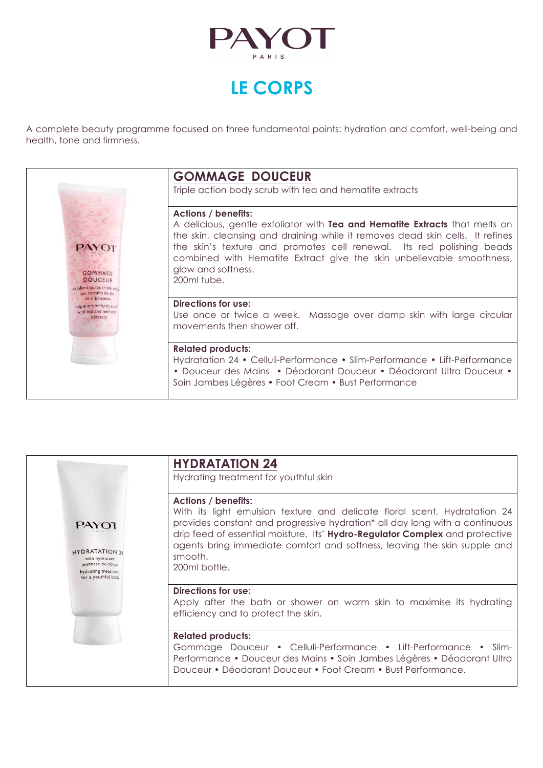# PAYOT
PARIS

## LE CORPS

A complete beauty programme focused on three fundamental points: hydration and comfort, well-being and health, tone and firmness.

### GOMMAGE DOUCEUR

Triple action body scrub with tea and hematite extracts

**Actions / benefits:**
A delicious, gentle exfoliator with **Tea and Hematite Extracts** that melts on the skin, cleansing and draining while it removes dead skin cells. It refines the skin's texture and promotes cell renewal. Its red polishing beads combined with Hematite Extract give the skin unbelievable smoothness, glow and softness.
200ml tube.

**Directions for use:**
Use once or twice a week. Massage over damp skin with large circular movements then shower off.

**Related products:**
Hydratation 24 • Celluli-Performance • Slim-Performance • Lift-Performance • Douceur des Mains • Déodorant Douceur • Déodorant Ultra Douceur • Soin Jambes Légères • Foot Cream • Bust Performance

### HYDRATATION 24

Hydrating treatment for youthful skin

**Actions / benefits:**
With its light emulsion texture and delicate floral scent, Hydratation 24 provides constant and progressive hydration* all day long with a continuous drip feed of essential moisture. Its' **Hydro-Regulator Complex** and protective agents bring immediate comfort and softness, leaving the skin supple and smooth.
200ml bottle.

**Directions for use:**
Apply after the bath or shower on warm skin to maximise its hydrating efficiency and to protect the skin.

**Related products:**
Gommage Douceur • Celluli-Performance • Lift-Performance • Slim-Performance • Douceur des Mains • Soin Jambes Légères • Déodorant Ultra Douceur • Déodorant Douceur • Foot Cream • Bust Performance.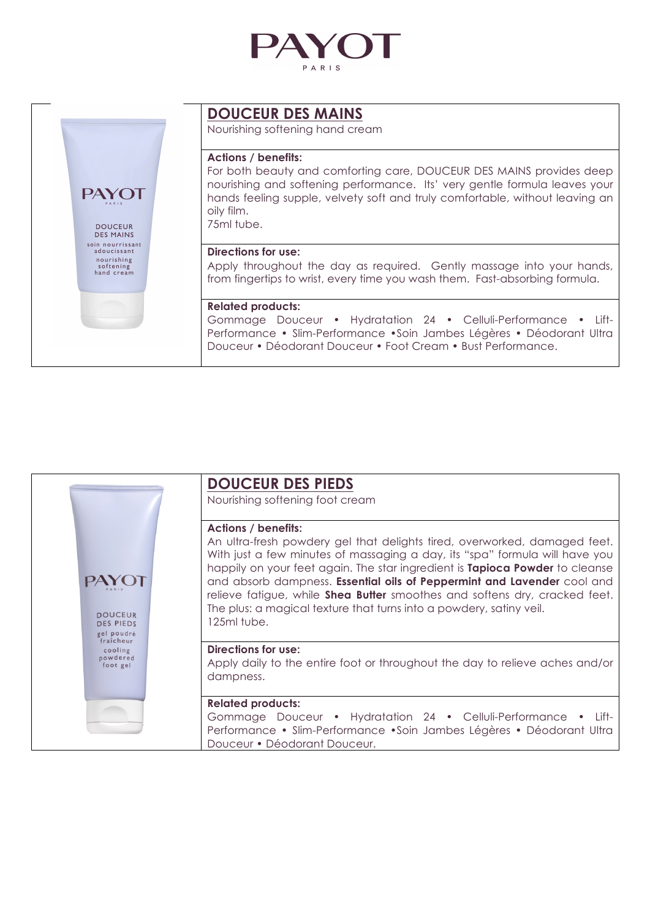# PAYOT

PARIS

## DOUCEUR DES MAINS

Nourishing softening hand cream

**Actions / benefits:**

For both beauty and comforting care, DOUCEUR DES MAINS provides deep nourishing and softening performance. Its' very gentle formula leaves your hands feeling supple, velvety soft and truly comfortable, without leaving an oily film.

75ml tube.

**Directions for use:**

Apply throughout the day as required. Gently massage into your hands, from fingertips to wrist, every time you wash them. Fast-absorbing formula.

**Related products:**

Gommage Douceur • Hydratation 24 • Celluli-Performance • Lift-Performance • Slim-Performance •Soin Jambes Légères • Déodorant Ultra Douceur • Déodorant Douceur • Foot Cream • Bust Performance.

## DOUCEUR DES PIEDS

Nourishing softening foot cream

**Actions / benefits:**

An ultra-fresh powdery gel that delights tired, overworked, damaged feet. With just a few minutes of massaging a day, its "spa" formula will have you happily on your feet again. The star ingredient is **Tapioca Powder** to cleanse and absorb dampness. **Essential oils of Peppermint and Lavender** cool and relieve fatigue, while **Shea Butter** smoothes and softens dry, cracked feet. The plus: a magical texture that turns into a powdery, satiny veil.

125ml tube.

**Directions for use:**

Apply daily to the entire foot or throughout the day to relieve aches and/or dampness.

**Related products:**

Gommage Douceur • Hydratation 24 • Celluli-Performance • Lift-Performance • Slim-Performance •Soin Jambes Légères • Déodorant Ultra Douceur • Déodorant Douceur.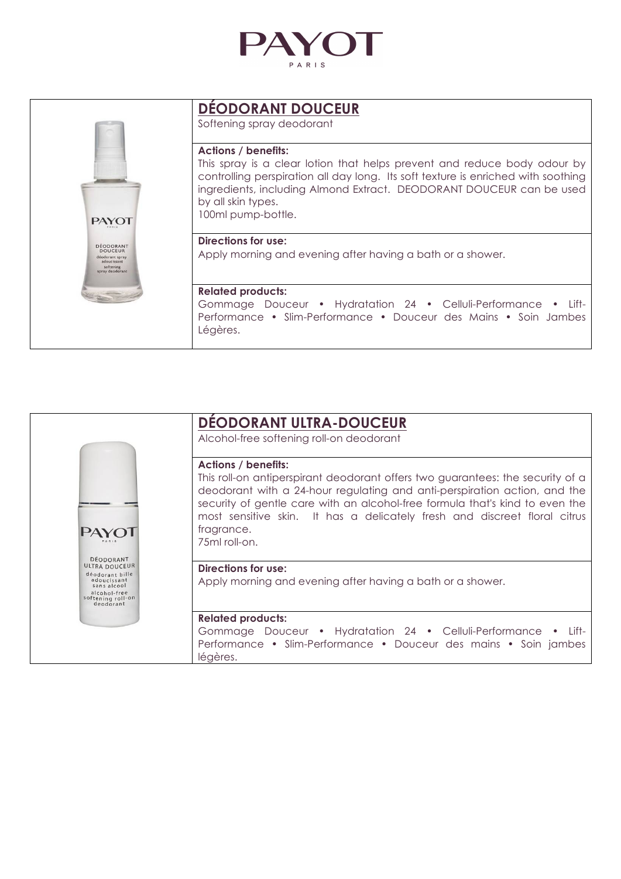PAYOT
PARIS

## DÉODORANT DOUCEUR

Softening spray deodorant

**Actions / benefits:**

This spray is a clear lotion that helps prevent and reduce body odour by controlling perspiration all day long. Its soft texture is enriched with soothing ingredients, including Almond Extract. DEODORANT DOUCEUR can be used by all skin types.

100ml pump-bottle.

**Directions for use:**

Apply morning and evening after having a bath or a shower.

**Related products:**

Gommage Douceur • Hydratation 24 • Celluli-Performance • Lift-Performance • Slim-Performance • Douceur des Mains • Soin Jambes Légères.

## DÉODORANT ULTRA-DOUCEUR

Alcohol-free softening roll-on deodorant

**Actions / benefits:**

This roll-on antiperspirant deodorant offers two guarantees: the security of a deodorant with a 24-hour regulating and anti-perspiration action, and the security of gentle care with an alcohol-free formula that's kind to even the most sensitive skin. It has a delicately fresh and discreet floral citrus fragrance.

75ml roll-on.

**Directions for use:**

Apply morning and evening after having a bath or a shower.

**Related products:**

Gommage Douceur • Hydratation 24 • Celluli-Performance • Lift-Performance • Slim-Performance • Douceur des mains • Soin jambes légères.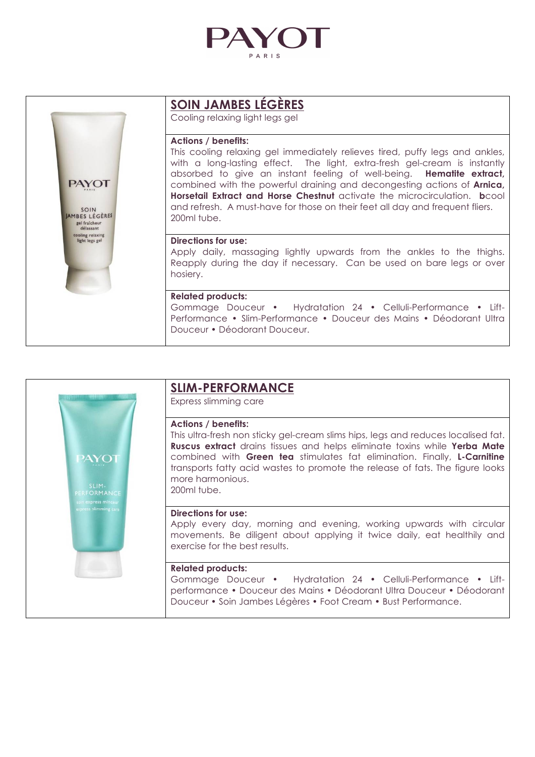# PAYOT

PARIS

## SOIN JAMBES LÉGÈRES

Cooling relaxing light legs gel

**Actions / benefits:**

This cooling relaxing gel immediately relieves tired, puffy legs and ankles, with a long-lasting effect. The light, extra-fresh gel-cream is instantly absorbed to give an instant feeling of well-being. **Hematite extract,** combined with the powerful draining and decongesting actions of **Arnica, Horsetail Extract and Horse Chestnut** activate the microcirculation. **b**cool and refresh. A must-have for those on their feet all day and frequent fliers.
200ml tube.

**Directions for use:**

Apply daily, massaging lightly upwards from the ankles to the thighs. Reapply during the day if necessary. Can be used on bare legs or over hosiery.

**Related products:**

Gommage Douceur • Hydratation 24 • Celluli-Performance • Lift-Performance • Slim-Performance • Douceur des Mains • Déodorant Ultra Douceur • Déodorant Douceur.

## SLIM-PERFORMANCE

Express slimming care

**Actions / benefits:**

This ultra-fresh non sticky gel-cream slims hips, legs and reduces localised fat. **Ruscus extract** drains tissues and helps eliminate toxins while **Yerba Mate** combined with **Green tea** stimulates fat elimination. Finally, **L-Carnitine** transports fatty acid wastes to promote the release of fats. The figure looks more harmonious.
200ml tube.

**Directions for use:**

Apply every day, morning and evening, working upwards with circular movements. Be diligent about applying it twice daily, eat healthily and exercise for the best results.

**Related products:**

Gommage Douceur • Hydratation 24 • Celluli-Performance • Lift-performance • Douceur des Mains • Déodorant Ultra Douceur • Déodorant Douceur • Soin Jambes Légères • Foot Cream • Bust Performance.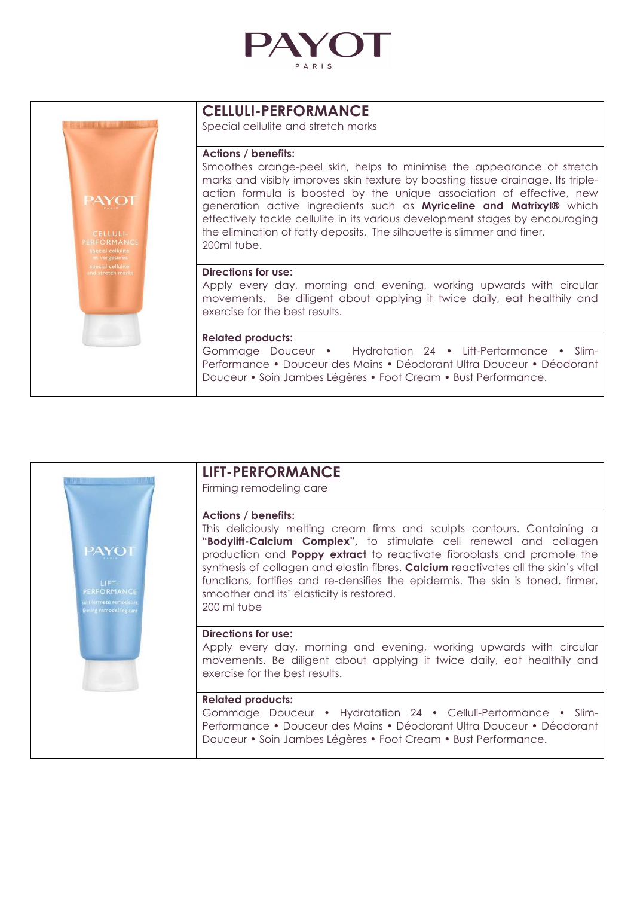PAYOT
PARIS

## CELLULI-PERFORMANCE

Special cellulite and stretch marks

**Actions / benefits:**
Smoothes orange-peel skin, helps to minimise the appearance of stretch marks and visibly improves skin texture by boosting tissue drainage. Its triple-action formula is boosted by the unique association of effective, new generation active ingredients such as **Myriceline and Matrixyl®** which effectively tackle cellulite in its various development stages by encouraging the elimination of fatty deposits. The silhouette is slimmer and finer.
200ml tube.

**Directions for use:**
Apply every day, morning and evening, working upwards with circular movements. Be diligent about applying it twice daily, eat healthily and exercise for the best results.

**Related products:**
Gommage Douceur • Hydratation 24 • Lift-Performance • Slim-Performance • Douceur des Mains • Déodorant Ultra Douceur • Déodorant Douceur • Soin Jambes Légères • Foot Cream • Bust Performance.

## LIFT-PERFORMANCE

Firming remodeling care

**Actions / benefits:**
This deliciously melting cream firms and sculpts contours. Containing a **"Bodylift-Calcium Complex",** to stimulate cell renewal and collagen production and **Poppy extract** to reactivate fibroblasts and promote the synthesis of collagen and elastin fibres. **Calcium** reactivates all the skin's vital functions, fortifies and re-densifies the epidermis. The skin is toned, firmer, smoother and its' elasticity is restored.
200 ml tube

**Directions for use:**
Apply every day, morning and evening, working upwards with circular movements. Be diligent about applying it twice daily, eat healthily and exercise for the best results.

**Related products:**
Gommage Douceur • Hydratation 24 • Celluli-Performance • Slim-Performance • Douceur des Mains • Déodorant Ultra Douceur • Déodorant Douceur • Soin Jambes Légères • Foot Cream • Bust Performance.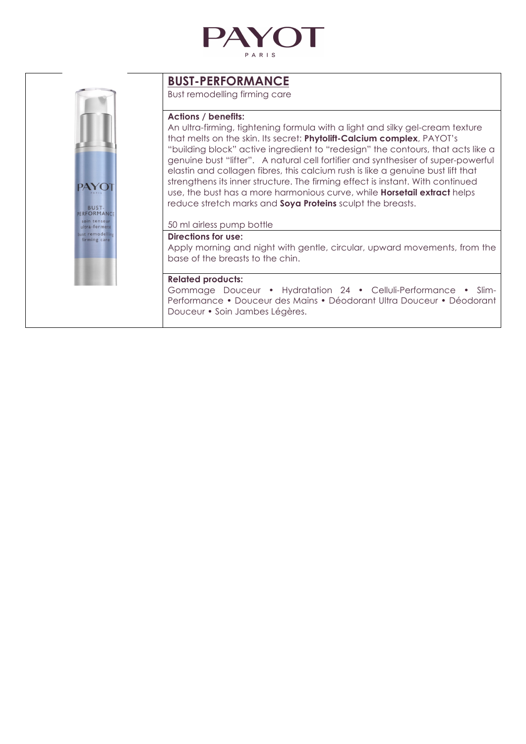PAYOT
PARIS

## BUST-PERFORMANCE

Bust remodelling firming care

**Actions / benefits:**
An ultra-firming, tightening formula with a light and silky gel-cream texture that melts on the skin. Its secret: **Phytolift-Calcium complex**, PAYOT's "building block" active ingredient to "redesign" the contours, that acts like a genuine bust "lifter". A natural cell fortifier and synthesiser of super-powerful elastin and collagen fibres, this calcium rush is like a genuine bust lift that strengthens its inner structure. The firming effect is instant. With continued use, the bust has a more harmonious curve, while **Horsetail extract** helps reduce stretch marks and **Soya Proteins** sculpt the breasts.

50 ml airless pump bottle

**Directions for use:**
Apply morning and night with gentle, circular, upward movements, from the base of the breasts to the chin.

**Related products:**
Gommage Douceur • Hydratation 24 • Celluli-Performance • Slim-Performance • Douceur des Mains • Déodorant Ultra Douceur • Déodorant Douceur • Soin Jambes Légères.